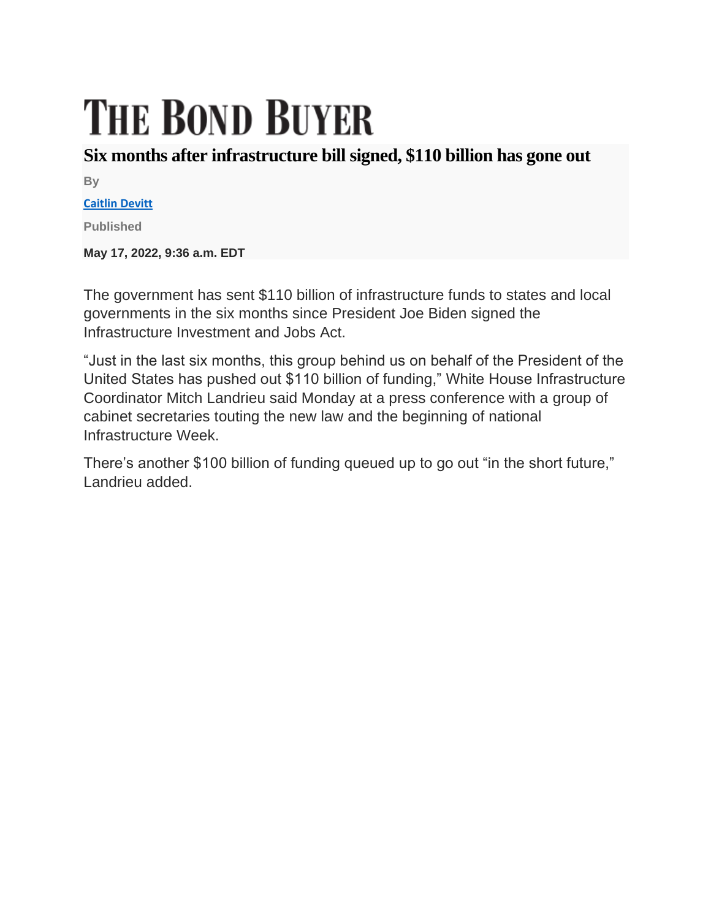# THE BOND BUYER

## Six months after infrastructure bill signed, $110 billion has gone out

By

Caitlin Devitt

Published

**May 17, 2022, 9:36 a.m. EDT**

The government has sent $110 billion of infrastructure funds to states and local governments in the six months since President Joe Biden signed the Infrastructure Investment and Jobs Act.

“Just in the last six months, this group behind us on behalf of the President of the United States has pushed out $110 billion of funding,” White House Infrastructure Coordinator Mitch Landrieu said Monday at a press conference with a group of cabinet secretaries touting the new law and the beginning of national Infrastructure Week.

There’s another $100 billion of funding queued up to go out “in the short future,” Landrieu added.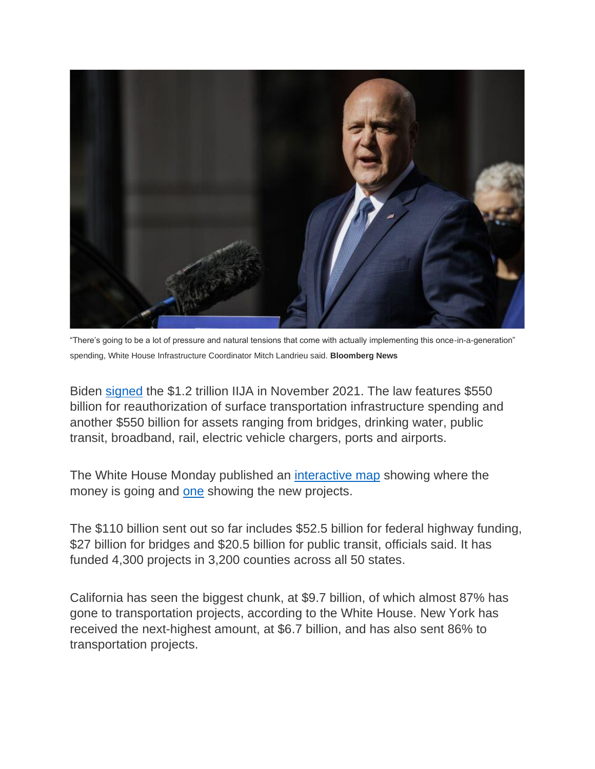"There's going to be a lot of pressure and natural tensions that come with actually implementing this once-in-a-generation" spending, White House Infrastructure Coordinator Mitch Landrieu said. **Bloomberg News**

Biden signed the $1.2 trillion IIJA in November 2021. The law features $550 billion for reauthorization of surface transportation infrastructure spending and another $550 billion for assets ranging from bridges, drinking water, public transit, broadband, rail, electric vehicle chargers, ports and airports.

The White House Monday published an interactive map showing where the money is going and one showing the new projects.

The $110 billion sent out so far includes $52.5 billion for federal highway funding, $27 billion for bridges and $20.5 billion for public transit, officials said. It has funded 4,300 projects in 3,200 counties across all 50 states.

California has seen the biggest chunk, at $9.7 billion, of which almost 87% has gone to transportation projects, according to the White House. New York has received the next-highest amount, at $6.7 billion, and has also sent 86% to transportation projects.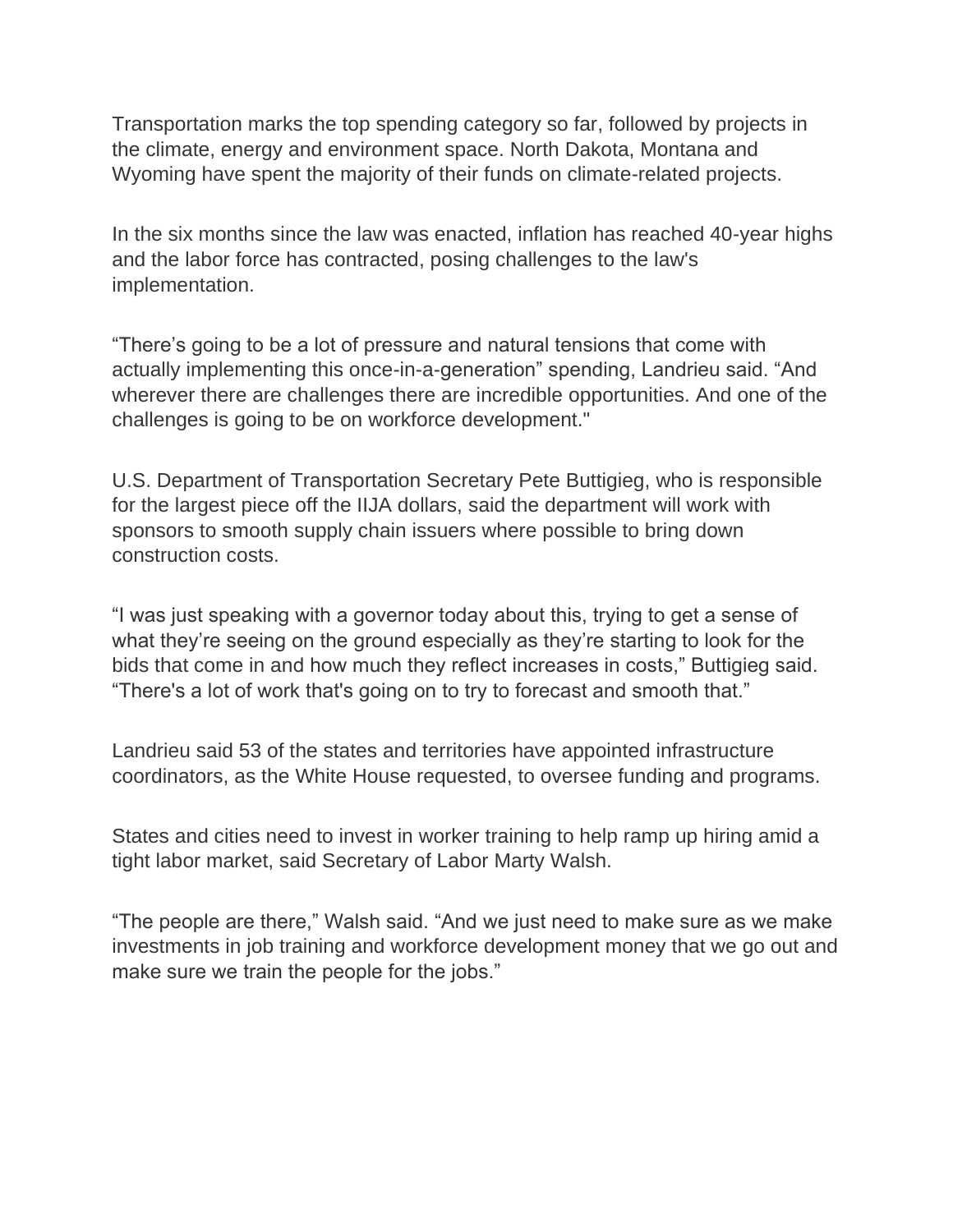Transportation marks the top spending category so far, followed by projects in the climate, energy and environment space. North Dakota, Montana and Wyoming have spent the majority of their funds on climate-related projects.

In the six months since the law was enacted, inflation has reached 40-year highs and the labor force has contracted, posing challenges to the law's implementation.

“There’s going to be a lot of pressure and natural tensions that come with actually implementing this once-in-a-generation” spending, Landrieu said. “And wherever there are challenges there are incredible opportunities. And one of the challenges is going to be on workforce development."

U.S. Department of Transportation Secretary Pete Buttigieg, who is responsible for the largest piece off the IIJA dollars, said the department will work with sponsors to smooth supply chain issuers where possible to bring down construction costs.

“I was just speaking with a governor today about this, trying to get a sense of what they’re seeing on the ground especially as they’re starting to look for the bids that come in and how much they reflect increases in costs,” Buttigieg said. “There's a lot of work that's going on to try to forecast and smooth that.”

Landrieu said 53 of the states and territories have appointed infrastructure coordinators, as the White House requested, to oversee funding and programs.

States and cities need to invest in worker training to help ramp up hiring amid a tight labor market, said Secretary of Labor Marty Walsh.

“The people are there,” Walsh said. “And we just need to make sure as we make investments in job training and workforce development money that we go out and make sure we train the people for the jobs.”